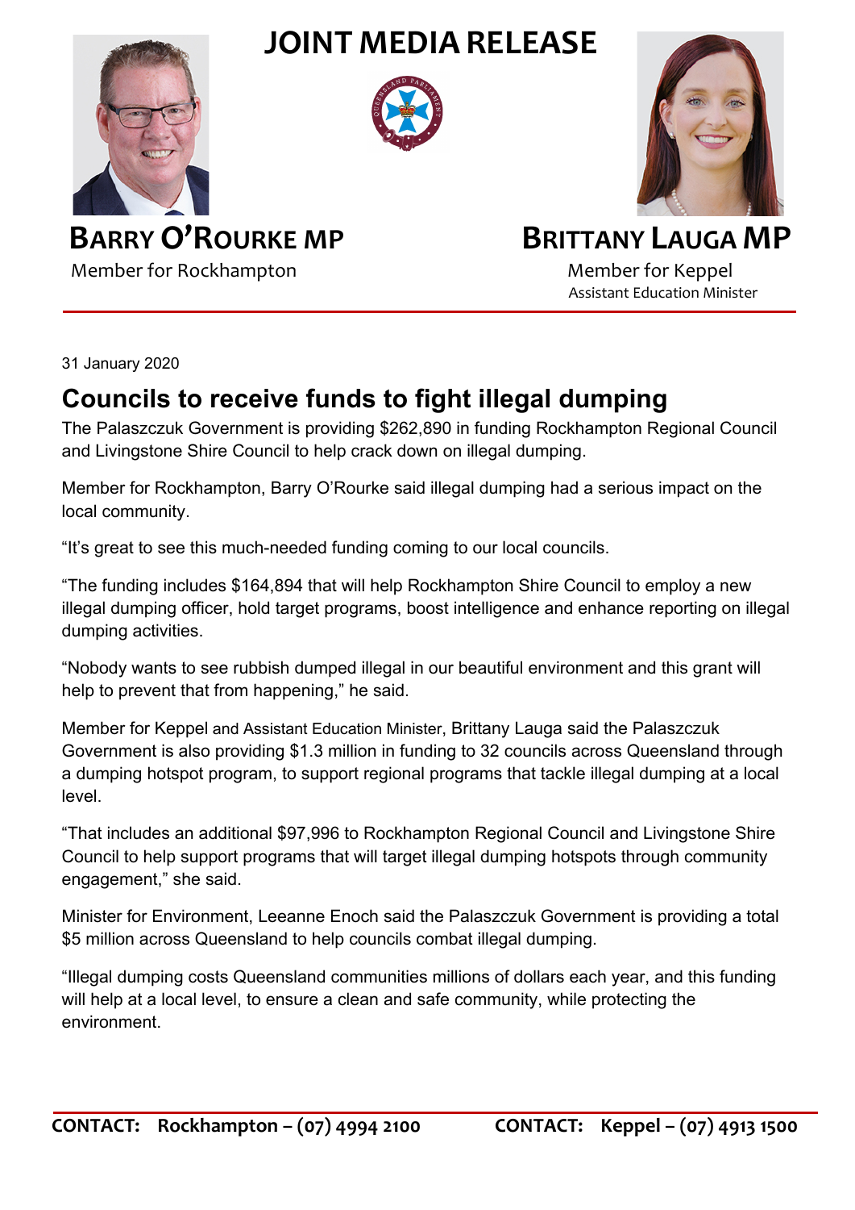# JOINT MEDIA RELEASE

**BARRY O'ROURKE MP**
Member for Rockhampton

**BRITTANY LAUGA MP**
Member for Keppel
Assistant Education Minister

31 January 2020

## Councils to receive funds to fight illegal dumping

The Palaszczuk Government is providing $262,890 in funding Rockhampton Regional Council and Livingstone Shire Council to help crack down on illegal dumping.

Member for Rockhampton, Barry O'Rourke said illegal dumping had a serious impact on the local community.

"It's great to see this much-needed funding coming to our local councils.

"The funding includes $164,894 that will help Rockhampton Shire Council to employ a new illegal dumping officer, hold target programs, boost intelligence and enhance reporting on illegal dumping activities.

"Nobody wants to see rubbish dumped illegal in our beautiful environment and this grant will help to prevent that from happening," he said.

Member for Keppel and Assistant Education Minister, Brittany Lauga said the Palaszczuk Government is also providing $1.3 million in funding to 32 councils across Queensland through a dumping hotspot program, to support regional programs that tackle illegal dumping at a local level.

"That includes an additional $97,996 to Rockhampton Regional Council and Livingstone Shire Council to help support programs that will target illegal dumping hotspots through community engagement," she said.

Minister for Environment, Leeanne Enoch said the Palaszczuk Government is providing a total $5 million across Queensland to help councils combat illegal dumping.

"Illegal dumping costs Queensland communities millions of dollars each year, and this funding will help at a local level, to ensure a clean and safe community, while protecting the environment.

**CONTACT: Rockhampton – (07) 4994 2100** **CONTACT: Keppel – (07) 4913 1500**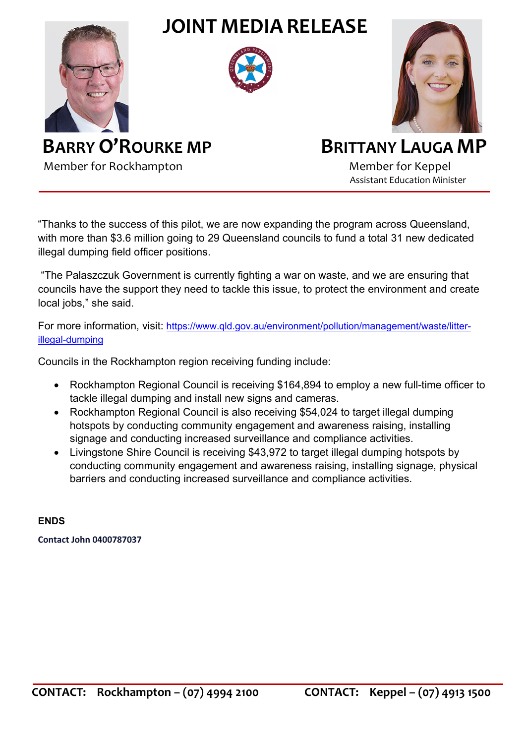# JOINT MEDIA RELEASE

**BARRY O'ROURKE MP**
Member for Rockhampton

**BRITTANY LAUGA MP**
Member for Keppel
Assistant Education Minister

"Thanks to the success of this pilot, we are now expanding the program across Queensland, with more than $3.6 million going to 29 Queensland councils to fund a total 31 new dedicated illegal dumping field officer positions.

"The Palaszczuk Government is currently fighting a war on waste, and we are ensuring that councils have the support they need to tackle this issue, to protect the environment and create local jobs," she said.

For more information, visit: https://www.qld.gov.au/environment/pollution/management/waste/litter-illegal-dumping

Councils in the Rockhampton region receiving funding include:

- Rockhampton Regional Council is receiving $164,894 to employ a new full-time officer to tackle illegal dumping and install new signs and cameras.
- Rockhampton Regional Council is also receiving $54,024 to target illegal dumping hotspots by conducting community engagement and awareness raising, installing signage and conducting increased surveillance and compliance activities.
- Livingstone Shire Council is receiving $43,972 to target illegal dumping hotspots by conducting community engagement and awareness raising, installing signage, physical barriers and conducting increased surveillance and compliance activities.

**ENDS**

**Contact John 0400787037**

**CONTACT: Rockhampton – (07) 4994 2100** **CONTACT: Keppel – (07) 4913 1500**